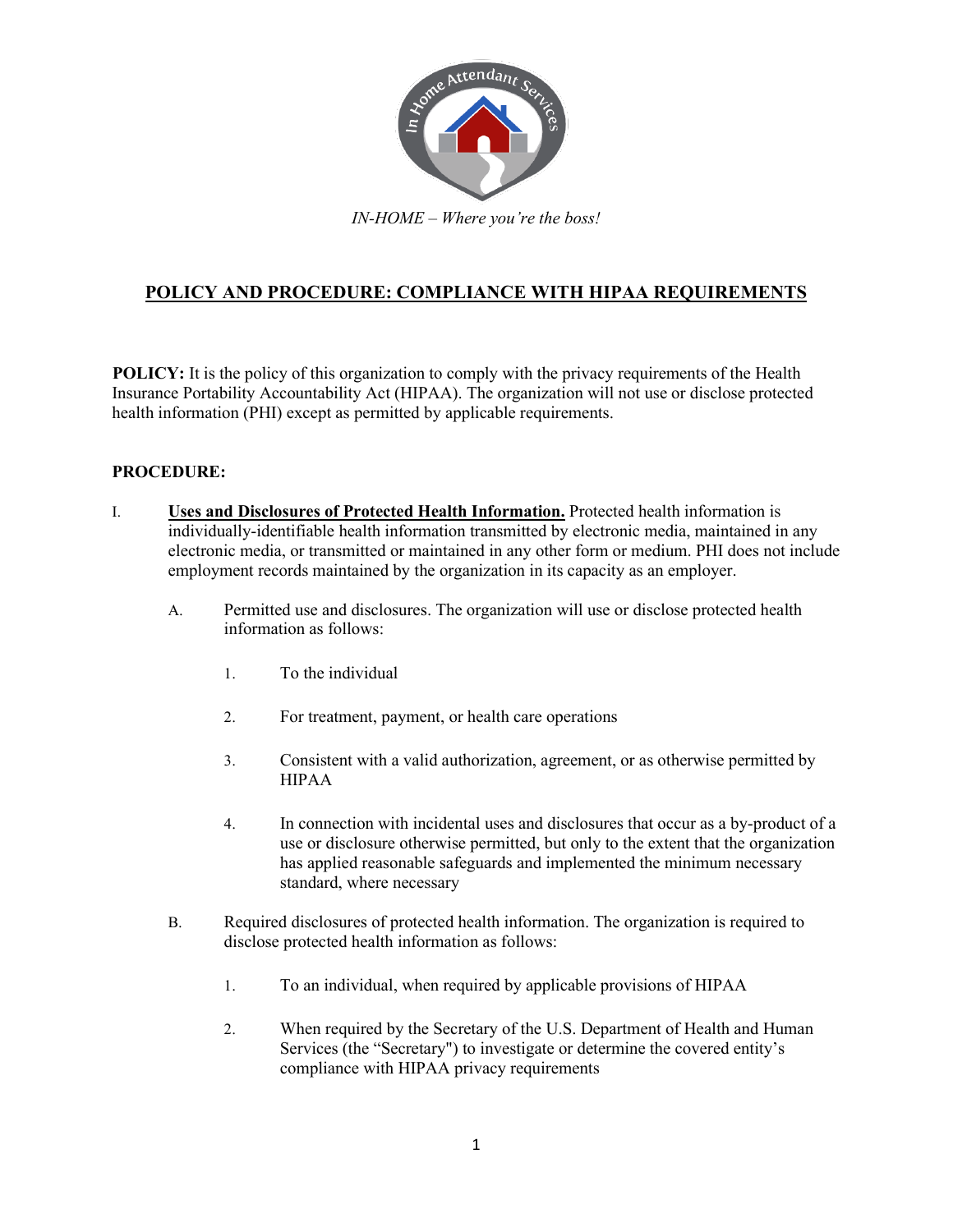*IN-HOME – Where you're the boss!*

# POLICY AND PROCEDURE: COMPLIANCE WITH HIPAA REQUIREMENTS

**POLICY:** It is the policy of this organization to comply with the privacy requirements of the Health Insurance Portability Accountability Act (HIPAA). The organization will not use or disclose protected health information (PHI) except as permitted by applicable requirements.

**PROCEDURE:**

I. **Uses and Disclosures of Protected Health Information.** Protected health information is individually-identifiable health information transmitted by electronic media, maintained in any electronic media, or transmitted or maintained in any other form or medium. PHI does not include employment records maintained by the organization in its capacity as an employer.

   A. Permitted use and disclosures. The organization will use or disclose protected health information as follows:

      1. To the individual

      2. For treatment, payment, or health care operations

      3. Consistent with a valid authorization, agreement, or as otherwise permitted by HIPAA

      4. In connection with incidental uses and disclosures that occur as a by-product of a use or disclosure otherwise permitted, but only to the extent that the organization has applied reasonable safeguards and implemented the minimum necessary standard, where necessary

   B. Required disclosures of protected health information. The organization is required to disclose protected health information as follows:

      1. To an individual, when required by applicable provisions of HIPAA

      2. When required by the Secretary of the U.S. Department of Health and Human Services (the "Secretary") to investigate or determine the covered entity's compliance with HIPAA privacy requirements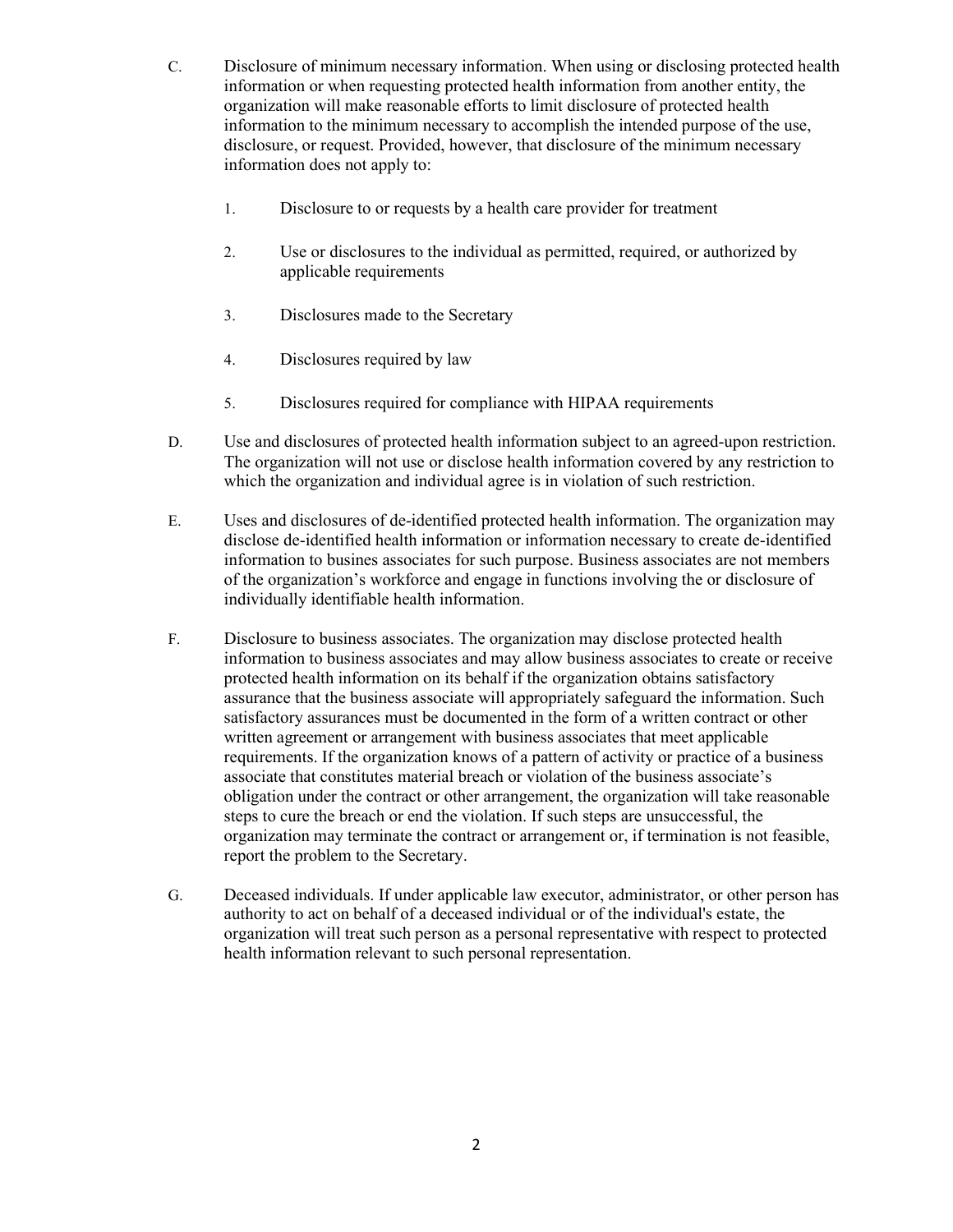C. Disclosure of minimum necessary information. When using or disclosing protected health information or when requesting protected health information from another entity, the organization will make reasonable efforts to limit disclosure of protected health information to the minimum necessary to accomplish the intended purpose of the use, disclosure, or request. Provided, however, that disclosure of the minimum necessary information does not apply to:

1. Disclosure to or requests by a health care provider for treatment
2. Use or disclosures to the individual as permitted, required, or authorized by applicable requirements
3. Disclosures made to the Secretary
4. Disclosures required by law
5. Disclosures required for compliance with HIPAA requirements

D. Use and disclosures of protected health information subject to an agreed-upon restriction. The organization will not use or disclose health information covered by any restriction to which the organization and individual agree is in violation of such restriction.

E. Uses and disclosures of de-identified protected health information. The organization may disclose de-identified health information or information necessary to create de-identified information to busines associates for such purpose. Business associates are not members of the organization's workforce and engage in functions involving the or disclosure of individually identifiable health information.

F. Disclosure to business associates. The organization may disclose protected health information to business associates and may allow business associates to create or receive protected health information on its behalf if the organization obtains satisfactory assurance that the business associate will appropriately safeguard the information. Such satisfactory assurances must be documented in the form of a written contract or other written agreement or arrangement with business associates that meet applicable requirements. If the organization knows of a pattern of activity or practice of a business associate that constitutes material breach or violation of the business associate's obligation under the contract or other arrangement, the organization will take reasonable steps to cure the breach or end the violation. If such steps are unsuccessful, the organization may terminate the contract or arrangement or, if termination is not feasible, report the problem to the Secretary.

G. Deceased individuals. If under applicable law executor, administrator, or other person has authority to act on behalf of a deceased individual or of the individual's estate, the organization will treat such person as a personal representative with respect to protected health information relevant to such personal representation.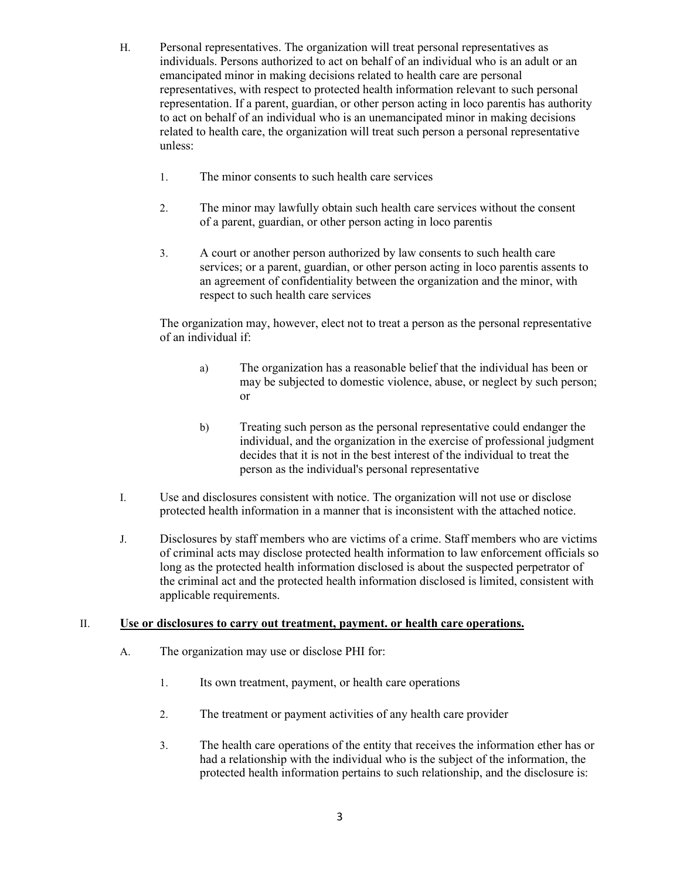H. Personal representatives. The organization will treat personal representatives as individuals. Persons authorized to act on behalf of an individual who is an adult or an emancipated minor in making decisions related to health care are personal representatives, with respect to protected health information relevant to such personal representation. If a parent, guardian, or other person acting in loco parentis has authority to act on behalf of an individual who is an unemancipated minor in making decisions related to health care, the organization will treat such person a personal representative unless:

1. The minor consents to such health care services

2. The minor may lawfully obtain such health care services without the consent of a parent, guardian, or other person acting in loco parentis

3. A court or another person authorized by law consents to such health care services; or a parent, guardian, or other person acting in loco parentis assents to an agreement of confidentiality between the organization and the minor, with respect to such health care services

The organization may, however, elect not to treat a person as the personal representative of an individual if:

a) The organization has a reasonable belief that the individual has been or may be subjected to domestic violence, abuse, or neglect by such person; or

b) Treating such person as the personal representative could endanger the individual, and the organization in the exercise of professional judgment decides that it is not in the best interest of the individual to treat the person as the individual's personal representative

I. Use and disclosures consistent with notice. The organization will not use or disclose protected health information in a manner that is inconsistent with the attached notice.

J. Disclosures by staff members who are victims of a crime. Staff members who are victims of criminal acts may disclose protected health information to law enforcement officials so long as the protected health information disclosed is about the suspected perpetrator of the criminal act and the protected health information disclosed is limited, consistent with applicable requirements.

## II. **Use or disclosures to carry out treatment, payment. or health care operations.**

A. The organization may use or disclose PHI for:

1. Its own treatment, payment, or health care operations

2. The treatment or payment activities of any health care provider

3. The health care operations of the entity that receives the information ether has or had a relationship with the individual who is the subject of the information, the protected health information pertains to such relationship, and the disclosure is: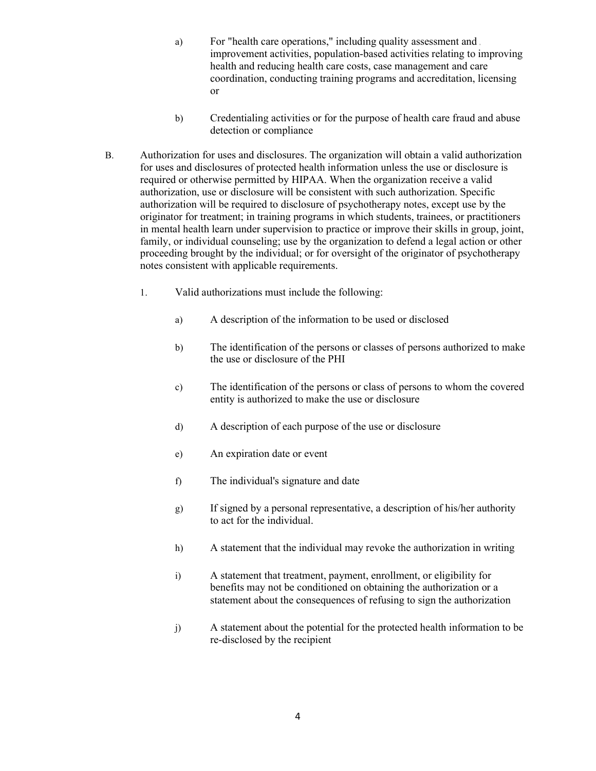a) For "health care operations," including quality assessment and improvement activities, population-based activities relating to improving health and reducing health care costs, case management and care coordination, conducting training programs and accreditation, licensing or

b) Credentialing activities or for the purpose of health care fraud and abuse detection or compliance

B. Authorization for uses and disclosures. The organization will obtain a valid authorization for uses and disclosures of protected health information unless the use or disclosure is required or otherwise permitted by HIPAA. When the organization receive a valid authorization, use or disclosure will be consistent with such authorization. Specific authorization will be required to disclosure of psychotherapy notes, except use by the originator for treatment; in training programs in which students, trainees, or practitioners in mental health learn under supervision to practice or improve their skills in group, joint, family, or individual counseling; use by the organization to defend a legal action or other proceeding brought by the individual; or for oversight of the originator of psychotherapy notes consistent with applicable requirements.

1. Valid authorizations must include the following:

a) A description of the information to be used or disclosed

b) The identification of the persons or classes of persons authorized to make the use or disclosure of the PHI

c) The identification of the persons or class of persons to whom the covered entity is authorized to make the use or disclosure

d) A description of each purpose of the use or disclosure

e) An expiration date or event

f) The individual's signature and date

g) If signed by a personal representative, a description of his/her authority to act for the individual.

h) A statement that the individual may revoke the authorization in writing

i) A statement that treatment, payment, enrollment, or eligibility for benefits may not be conditioned on obtaining the authorization or a statement about the consequences of refusing to sign the authorization

j) A statement about the potential for the protected health information to be re-disclosed by the recipient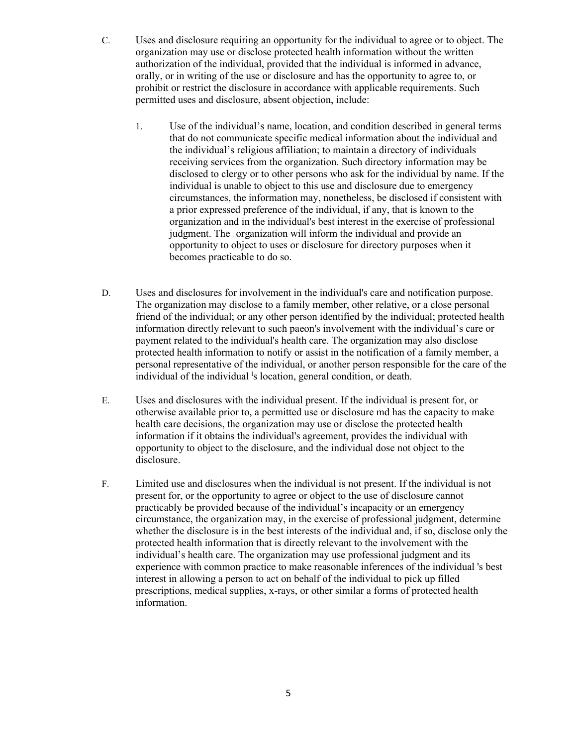C. Uses and disclosure requiring an opportunity for the individual to agree or to object. The organization may use or disclose protected health information without the written authorization of the individual, provided that the individual is informed in advance, orally, or in writing of the use or disclosure and has the opportunity to agree to, or prohibit or restrict the disclosure in accordance with applicable requirements. Such permitted uses and disclosure, absent objection, include:

   1. Use of the individual's name, location, and condition described in general terms that do not communicate specific medical information about the individual and the individual's religious affiliation; to maintain a directory of individuals receiving services from the organization. Such directory information may be disclosed to clergy or to other persons who ask for the individual by name. If the individual is unable to object to this use and disclosure due to emergency circumstances, the information may, nonetheless, be disclosed if consistent with a prior expressed preference of the individual, if any, that is known to the organization and in the individual's best interest in the exercise of professional judgment. The organization will inform the individual and provide an opportunity to object to uses or disclosure for directory purposes when it becomes practicable to do so.

D. Uses and disclosures for involvement in the individual's care and notification purpose. The organization may disclose to a family member, other relative, or a close personal friend of the individual; or any other person identified by the individual; protected health information directly relevant to such paeon's involvement with the individual's care or payment related to the individual's health care. The organization may also disclose protected health information to notify or assist in the notification of a family member, a personal representative of the individual, or another person responsible for the care of the individual of the individual 's location, general condition, or death.

E. Uses and disclosures with the individual present. If the individual is present for, or otherwise available prior to, a permitted use or disclosure md has the capacity to make health care decisions, the organization may use or disclose the protected health information if it obtains the individual's agreement, provides the individual with opportunity to object to the disclosure, and the individual dose not object to the disclosure.

F. Limited use and disclosures when the individual is not present. If the individual is not present for, or the opportunity to agree or object to the use of disclosure cannot practicably be provided because of the individual's incapacity or an emergency circumstance, the organization may, in the exercise of professional judgment, determine whether the disclosure is in the best interests of the individual and, if so, disclose only the protected health information that is directly relevant to the involvement with the individual's health care. The organization may use professional judgment and its experience with common practice to make reasonable inferences of the individual 's best interest in allowing a person to act on behalf of the individual to pick up filled prescriptions, medical supplies, x-rays, or other similar a forms of protected health information.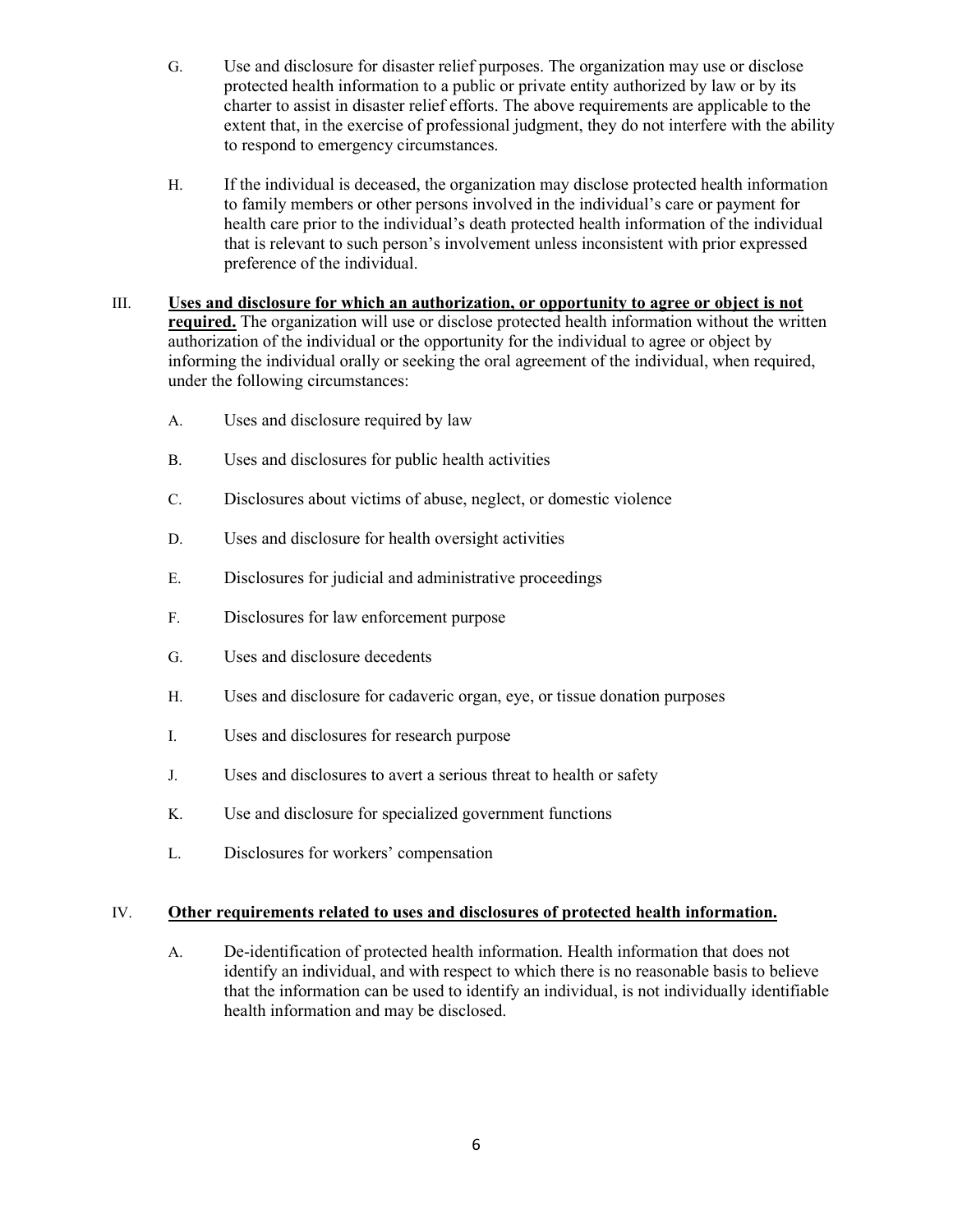G. Use and disclosure for disaster relief purposes. The organization may use or disclose protected health information to a public or private entity authorized by law or by its charter to assist in disaster relief efforts. The above requirements are applicable to the extent that, in the exercise of professional judgment, they do not interfere with the ability to respond to emergency circumstances.

H. If the individual is deceased, the organization may disclose protected health information to family members or other persons involved in the individual's care or payment for health care prior to the individual's death protected health information of the individual that is relevant to such person's involvement unless inconsistent with prior expressed preference of the individual.

III. **Uses and disclosure for which an authorization, or opportunity to agree or object is not required.** The organization will use or disclose protected health information without the written authorization of the individual or the opportunity for the individual to agree or object by informing the individual orally or seeking the oral agreement of the individual, when required, under the following circumstances:

A. Uses and disclosure required by law

B. Uses and disclosures for public health activities

C. Disclosures about victims of abuse, neglect, or domestic violence

D. Uses and disclosure for health oversight activities

E. Disclosures for judicial and administrative proceedings

F. Disclosures for law enforcement purpose

G. Uses and disclosure decedents

H. Uses and disclosure for cadaveric organ, eye, or tissue donation purposes

I. Uses and disclosures for research purpose

J. Uses and disclosures to avert a serious threat to health or safety

K. Use and disclosure for specialized government functions

L. Disclosures for workers' compensation

IV. **Other requirements related to uses and disclosures of protected health information.**

A. De-identification of protected health information. Health information that does not identify an individual, and with respect to which there is no reasonable basis to believe that the information can be used to identify an individual, is not individually identifiable health information and may be disclosed.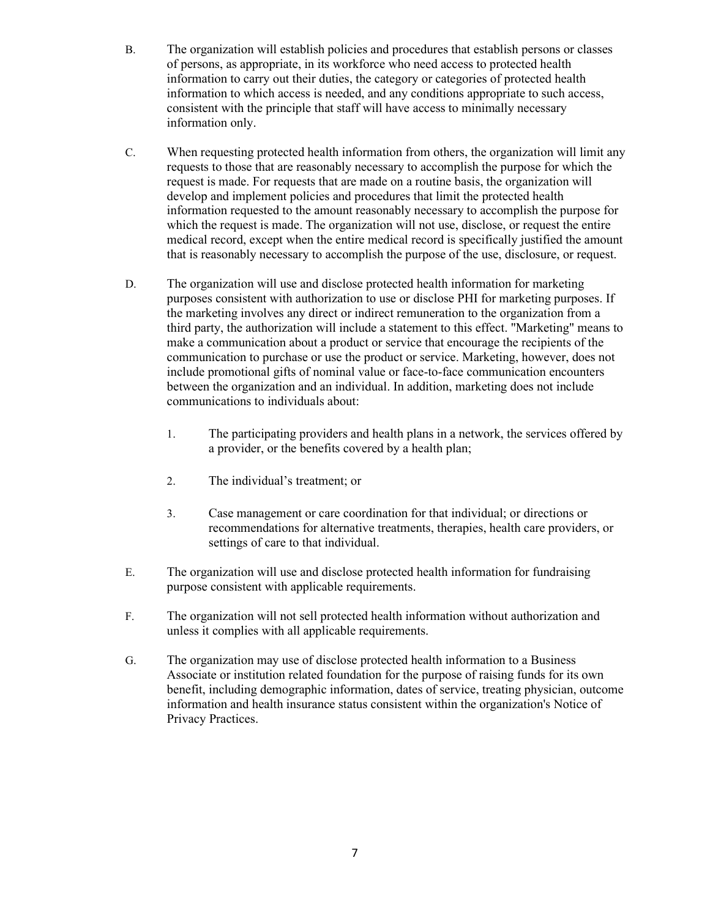B. The organization will establish policies and procedures that establish persons or classes of persons, as appropriate, in its workforce who need access to protected health information to carry out their duties, the category or categories of protected health information to which access is needed, and any conditions appropriate to such access, consistent with the principle that staff will have access to minimally necessary information only.

C. When requesting protected health information from others, the organization will limit any requests to those that are reasonably necessary to accomplish the purpose for which the request is made. For requests that are made on a routine basis, the organization will develop and implement policies and procedures that limit the protected health information requested to the amount reasonably necessary to accomplish the purpose for which the request is made. The organization will not use, disclose, or request the entire medical record, except when the entire medical record is specifically justified the amount that is reasonably necessary to accomplish the purpose of the use, disclosure, or request.

D. The organization will use and disclose protected health information for marketing purposes consistent with authorization to use or disclose PHI for marketing purposes. If the marketing involves any direct or indirect remuneration to the organization from a third party, the authorization will include a statement to this effect. "Marketing" means to make a communication about a product or service that encourage the recipients of the communication to purchase or use the product or service. Marketing, however, does not include promotional gifts of nominal value or face-to-face communication encounters between the organization and an individual. In addition, marketing does not include communications to individuals about:

1. The participating providers and health plans in a network, the services offered by a provider, or the benefits covered by a health plan;

2. The individual's treatment; or

3. Case management or care coordination for that individual; or directions or recommendations for alternative treatments, therapies, health care providers, or settings of care to that individual.

E. The organization will use and disclose protected health information for fundraising purpose consistent with applicable requirements.

F. The organization will not sell protected health information without authorization and unless it complies with all applicable requirements.

G. The organization may use of disclose protected health information to a Business Associate or institution related foundation for the purpose of raising funds for its own benefit, including demographic information, dates of service, treating physician, outcome information and health insurance status consistent within the organization's Notice of Privacy Practices.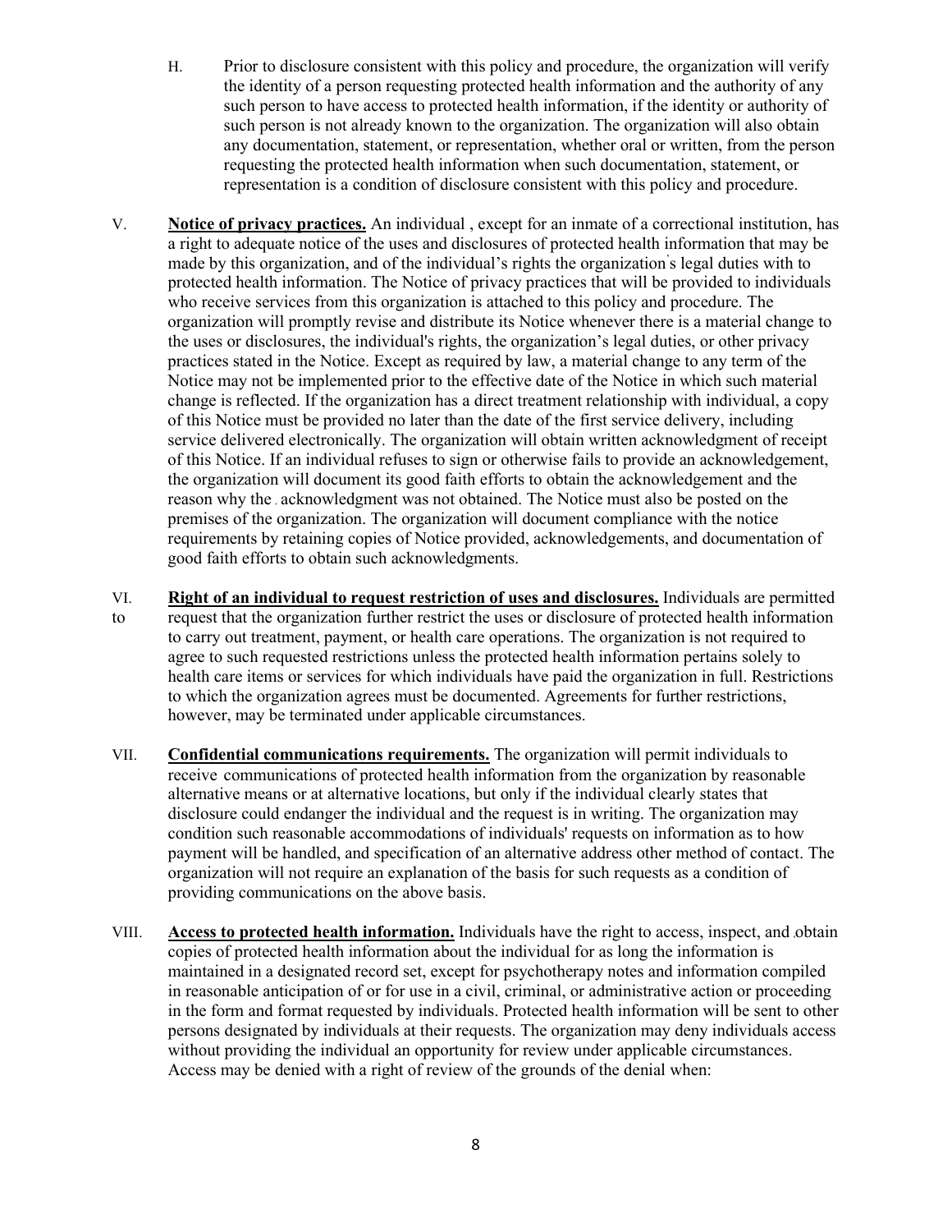H. Prior to disclosure consistent with this policy and procedure, the organization will verify the identity of a person requesting protected health information and the authority of any such person to have access to protected health information, if the identity or authority of such person is not already known to the organization. The organization will also obtain any documentation, statement, or representation, whether oral or written, from the person requesting the protected health information when such documentation, statement, or representation is a condition of disclosure consistent with this policy and procedure.

V. **Notice of privacy practices.** An individual , except for an inmate of a correctional institution, has a right to adequate notice of the uses and disclosures of protected health information that may be made by this organization, and of the individual's rights the organization's legal duties with to protected health information. The Notice of privacy practices that will be provided to individuals who receive services from this organization is attached to this policy and procedure. The organization will promptly revise and distribute its Notice whenever there is a material change to the uses or disclosures, the individual's rights, the organization's legal duties, or other privacy practices stated in the Notice. Except as required by law, a material change to any term of the Notice may not be implemented prior to the effective date of the Notice in which such material change is reflected. If the organization has a direct treatment relationship with individual, a copy of this Notice must be provided no later than the date of the first service delivery, including service delivered electronically. The organization will obtain written acknowledgment of receipt of this Notice. If an individual refuses to sign or otherwise fails to provide an acknowledgement, the organization will document its good faith efforts to obtain the acknowledgement and the reason why the acknowledgment was not obtained. The Notice must also be posted on the premises of the organization. The organization will document compliance with the notice requirements by retaining copies of Notice provided, acknowledgements, and documentation of good faith efforts to obtain such acknowledgments.

VI. **Right of an individual to request restriction of uses and disclosures.** Individuals are permitted to request that the organization further restrict the uses or disclosure of protected health information to carry out treatment, payment, or health care operations. The organization is not required to agree to such requested restrictions unless the protected health information pertains solely to health care items or services for which individuals have paid the organization in full. Restrictions to which the organization agrees must be documented. Agreements for further restrictions, however, may be terminated under applicable circumstances.

VII. **Confidential communications requirements.** The organization will permit individuals to receive communications of protected health information from the organization by reasonable alternative means or at alternative locations, but only if the individual clearly states that disclosure could endanger the individual and the request is in writing. The organization may condition such reasonable accommodations of individuals' requests on information as to how payment will be handled, and specification of an alternative address other method of contact. The organization will not require an explanation of the basis for such requests as a condition of providing communications on the above basis.

VIII. **Access to protected health information.** Individuals have the right to access, inspect, and obtain copies of protected health information about the individual for as long the information is maintained in a designated record set, except for psychotherapy notes and information compiled in reasonable anticipation of or for use in a civil, criminal, or administrative action or proceeding in the form and format requested by individuals. Protected health information will be sent to other persons designated by individuals at their requests. The organization may deny individuals access without providing the individual an opportunity for review under applicable circumstances. Access may be denied with a right of review of the grounds of the denial when: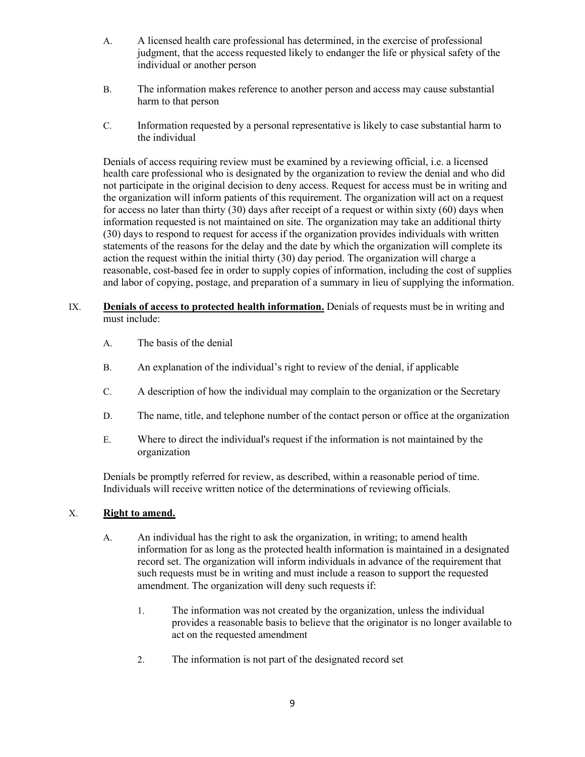A. A licensed health care professional has determined, in the exercise of professional judgment, that the access requested likely to endanger the life or physical safety of the individual or another person

B. The information makes reference to another person and access may cause substantial harm to that person

C. Information requested by a personal representative is likely to case substantial harm to the individual

Denials of access requiring review must be examined by a reviewing official, i.e. a licensed health care professional who is designated by the organization to review the denial and who did not participate in the original decision to deny access. Request for access must be in writing and the organization will inform patients of this requirement. The organization will act on a request for access no later than thirty (30) days after receipt of a request or within sixty (60) days when information requested is not maintained on site. The organization may take an additional thirty (30) days to respond to request for access if the organization provides individuals with written statements of the reasons for the delay and the date by which the organization will complete its action the request within the initial thirty (30) day period. The organization will charge a reasonable, cost-based fee in order to supply copies of information, including the cost of supplies and labor of copying, postage, and preparation of a summary in lieu of supplying the information.

IX. **Denials of access to protected health information.** Denials of requests must be in writing and must include:

A. The basis of the denial

B. An explanation of the individual's right to review of the denial, if applicable

C. A description of how the individual may complain to the organization or the Secretary

D. The name, title, and telephone number of the contact person or office at the organization

E. Where to direct the individual's request if the information is not maintained by the organization

Denials be promptly referred for review, as described, within a reasonable period of time. Individuals will receive written notice of the determinations of reviewing officials.

X. **Right to amend.**

A. An individual has the right to ask the organization, in writing; to amend health information for as long as the protected health information is maintained in a designated record set. The organization will inform individuals in advance of the requirement that such requests must be in writing and must include a reason to support the requested amendment. The organization will deny such requests if:

1. The information was not created by the organization, unless the individual provides a reasonable basis to believe that the originator is no longer available to act on the requested amendment

2. The information is not part of the designated record set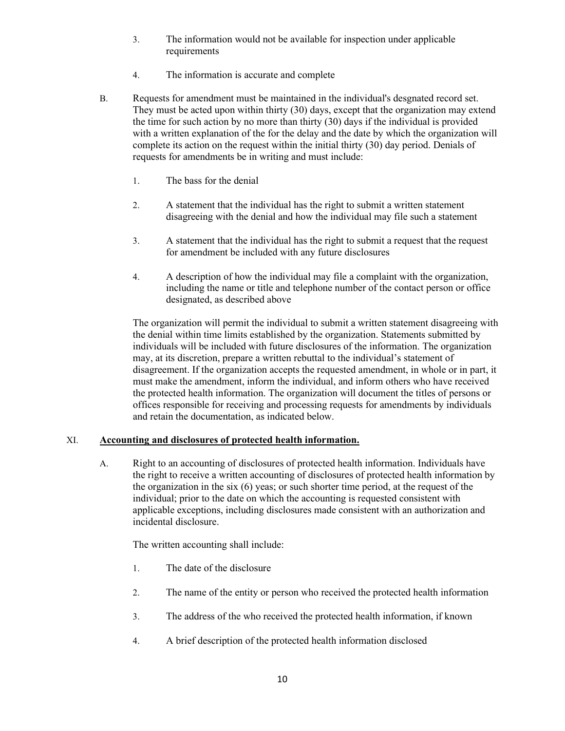3. The information would not be available for inspection under applicable requirements

4. The information is accurate and complete

B. Requests for amendment must be maintained in the individual's desgnated record set. They must be acted upon within thirty (30) days, except that the organization may extend the time for such action by no more than thirty (30) days if the individual is provided with a written explanation of the for the delay and the date by which the organization will complete its action on the request within the initial thirty (30) day period. Denials of requests for amendments be in writing and must include:

1. The bass for the denial

2. A statement that the individual has the right to submit a written statement disagreeing with the denial and how the individual may file such a statement

3. A statement that the individual has the right to submit a request that the request for amendment be included with any future disclosures

4. A description of how the individual may file a complaint with the organization, including the name or title and telephone number of the contact person or office designated, as described above

The organization will permit the individual to submit a written statement disagreeing with the denial within time limits established by the organization. Statements submitted by individuals will be included with future disclosures of the information. The organization may, at its discretion, prepare a written rebuttal to the individual's statement of disagreement. If the organization accepts the requested amendment, in whole or in part, it must make the amendment, inform the individual, and inform others who have received the protected health information. The organization will document the titles of persons or offices responsible for receiving and processing requests for amendments by individuals and retain the documentation, as indicated below.

XI. **Accounting and disclosures of protected health information.**

A. Right to an accounting of disclosures of protected health information. Individuals have the right to receive a written accounting of disclosures of protected health information by the organization in the six (6) yeas; or such shorter time period, at the request of the individual; prior to the date on which the accounting is requested consistent with applicable exceptions, including disclosures made consistent with an authorization and incidental disclosure.

The written accounting shall include:

1. The date of the disclosure

2. The name of the entity or person who received the protected health information

3. The address of the who received the protected health information, if known

4. A brief description of the protected health information disclosed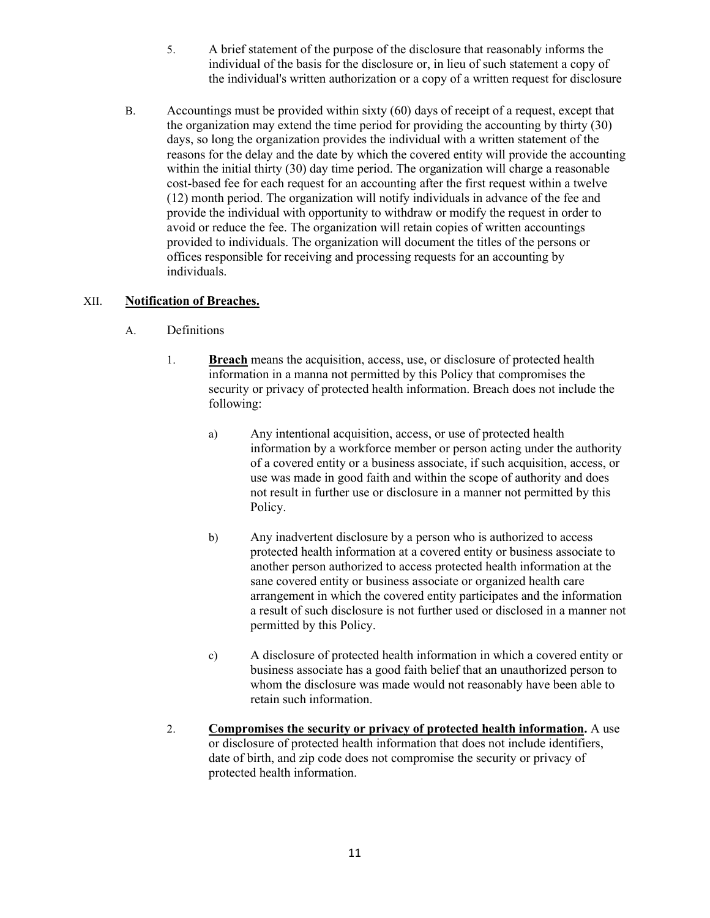5. A brief statement of the purpose of the disclosure that reasonably informs the individual of the basis for the disclosure or, in lieu of such statement a copy of the individual's written authorization or a copy of a written request for disclosure

B. Accountings must be provided within sixty (60) days of receipt of a request, except that the organization may extend the time period for providing the accounting by thirty (30) days, so long the organization provides the individual with a written statement of the reasons for the delay and the date by which the covered entity will provide the accounting within the initial thirty (30) day time period. The organization will charge a reasonable cost-based fee for each request for an accounting after the first request within a twelve (12) month period. The organization will notify individuals in advance of the fee and provide the individual with opportunity to withdraw or modify the request in order to avoid or reduce the fee. The organization will retain copies of written accountings provided to individuals. The organization will document the titles of the persons or offices responsible for receiving and processing requests for an accounting by individuals.

XII. **Notification of Breaches.**

A. Definitions

1. **Breach** means the acquisition, access, use, or disclosure of protected health information in a manna not permitted by this Policy that compromises the security or privacy of protected health information. Breach does not include the following:

   a) Any intentional acquisition, access, or use of protected health information by a workforce member or person acting under the authority of a covered entity or a business associate, if such acquisition, access, or use was made in good faith and within the scope of authority and does not result in further use or disclosure in a manner not permitted by this Policy.

   b) Any inadvertent disclosure by a person who is authorized to access protected health information at a covered entity or business associate to another person authorized to access protected health information at the sane covered entity or business associate or organized health care arrangement in which the covered entity participates and the information a result of such disclosure is not further used or disclosed in a manner not permitted by this Policy.

   c) A disclosure of protected health information in which a covered entity or business associate has a good faith belief that an unauthorized person to whom the disclosure was made would not reasonably have been able to retain such information.

2. **Compromises the security or privacy of protected health information.** A use or disclosure of protected health information that does not include identifiers, date of birth, and zip code does not compromise the security or privacy of protected health information.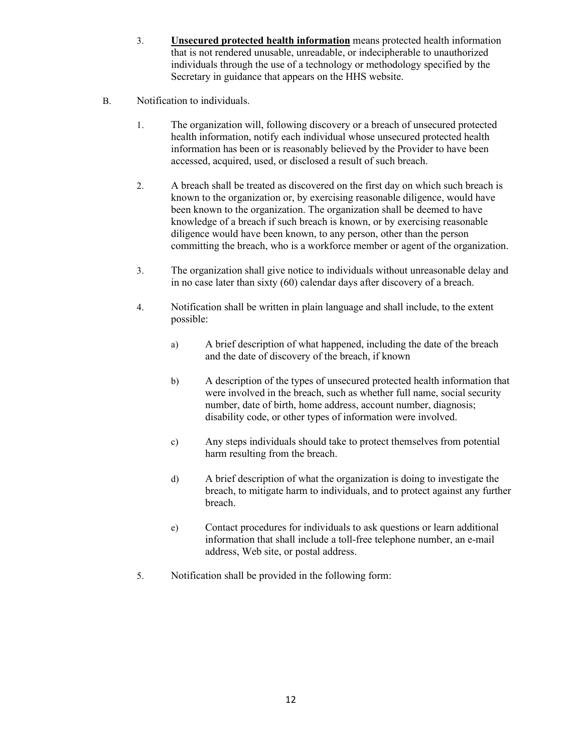3. **Unsecured protected health information** means protected health information that is not rendered unusable, unreadable, or indecipherable to unauthorized individuals through the use of a technology or methodology specified by the Secretary in guidance that appears on the HHS website.

B. Notification to individuals.

1. The organization will, following discovery or a breach of unsecured protected health information, notify each individual whose unsecured protected health information has been or is reasonably believed by the Provider to have been accessed, acquired, used, or disclosed a result of such breach.

2. A breach shall be treated as discovered on the first day on which such breach is known to the organization or, by exercising reasonable diligence, would have been known to the organization. The organization shall be deemed to have knowledge of a breach if such breach is known, or by exercising reasonable diligence would have been known, to any person, other than the person committing the breach, who is a workforce member or agent of the organization.

3. The organization shall give notice to individuals without unreasonable delay and in no case later than sixty (60) calendar days after discovery of a breach.

4. Notification shall be written in plain language and shall include, to the extent possible:

   a) A brief description of what happened, including the date of the breach and the date of discovery of the breach, if known

   b) A description of the types of unsecured protected health information that were involved in the breach, such as whether full name, social security number, date of birth, home address, account number, diagnosis; disability code, or other types of information were involved.

   c) Any steps individuals should take to protect themselves from potential harm resulting from the breach.

   d) A brief description of what the organization is doing to investigate the breach, to mitigate harm to individuals, and to protect against any further breach.

   e) Contact procedures for individuals to ask questions or learn additional information that shall include a toll-free telephone number, an e-mail address, Web site, or postal address.

5. Notification shall be provided in the following form: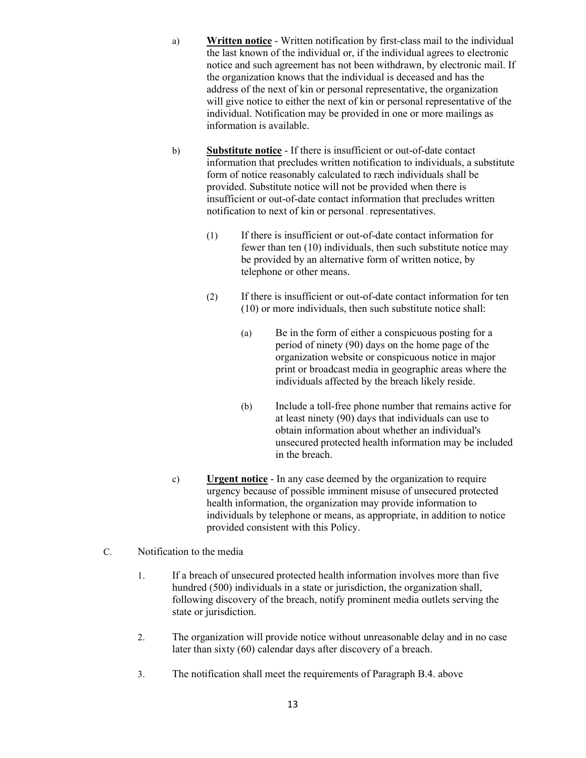a) **Written notice** - Written notification by first-class mail to the individual the last known of the individual or, if the individual agrees to electronic notice and such agreement has not been withdrawn, by electronic mail. If the organization knows that the individual is deceased and has the address of the next of kin or personal representative, the organization will give notice to either the next of kin or personal representative of the individual. Notification may be provided in one or more mailings as information is available.

b) **Substitute notice** - If there is insufficient or out-of-date contact information that precludes written notification to individuals, a substitute form of notice reasonably calculated to ræch individuals shall be provided. Substitute notice will not be provided when there is insufficient or out-of-date contact information that precludes written notification to next of kin or personal representatives.

(1) If there is insufficient or out-of-date contact information for fewer than ten (10) individuals, then such substitute notice may be provided by an alternative form of written notice, by telephone or other means.

(2) If there is insufficient or out-of-date contact information for ten (10) or more individuals, then such substitute notice shall:

(a) Be in the form of either a conspicuous posting for a period of ninety (90) days on the home page of the organization website or conspicuous notice in major print or broadcast media in geographic areas where the individuals affected by the breach likely reside.

(b) Include a toll-free phone number that remains active for at least ninety (90) days that individuals can use to obtain information about whether an individual's unsecured protected health information may be included in the breach.

c) **Urgent notice** - In any case deemed by the organization to require urgency because of possible imminent misuse of unsecured protected health information, the organization may provide information to individuals by telephone or means, as appropriate, in addition to notice provided consistent with this Policy.

C. Notification to the media

1. If a breach of unsecured protected health information involves more than five hundred (500) individuals in a state or jurisdiction, the organization shall, following discovery of the breach, notify prominent media outlets serving the state or jurisdiction.

2. The organization will provide notice without unreasonable delay and in no case later than sixty (60) calendar days after discovery of a breach.

3. The notification shall meet the requirements of Paragraph B.4. above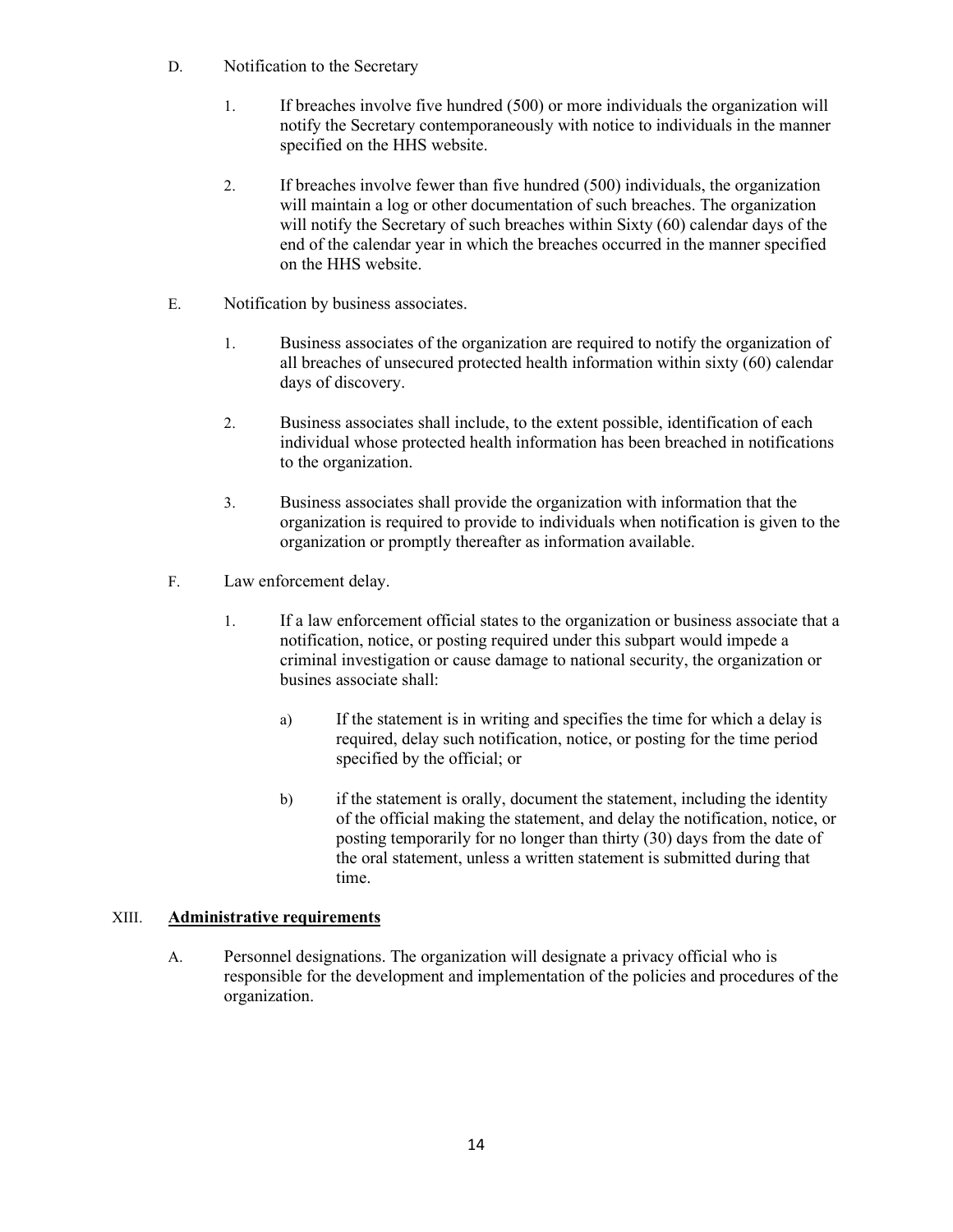D. Notification to the Secretary

1. If breaches involve five hundred (500) or more individuals the organization will notify the Secretary contemporaneously with notice to individuals in the manner specified on the HHS website.

2. If breaches involve fewer than five hundred (500) individuals, the organization will maintain a log or other documentation of such breaches. The organization will notify the Secretary of such breaches within Sixty (60) calendar days of the end of the calendar year in which the breaches occurred in the manner specified on the HHS website.

E. Notification by business associates.

1. Business associates of the organization are required to notify the organization of all breaches of unsecured protected health information within sixty (60) calendar days of discovery.

2. Business associates shall include, to the extent possible, identification of each individual whose protected health information has been breached in notifications to the organization.

3. Business associates shall provide the organization with information that the organization is required to provide to individuals when notification is given to the organization or promptly thereafter as information available.

F. Law enforcement delay.

1. If a law enforcement official states to the organization or business associate that a notification, notice, or posting required under this subpart would impede a criminal investigation or cause damage to national security, the organization or busines associate shall:

   a) If the statement is in writing and specifies the time for which a delay is required, delay such notification, notice, or posting for the time period specified by the official; or

   b) if the statement is orally, document the statement, including the identity of the official making the statement, and delay the notification, notice, or posting temporarily for no longer than thirty (30) days from the date of the oral statement, unless a written statement is submitted during that time.

## XIII. **Administrative requirements**

A. Personnel designations. The organization will designate a privacy official who is responsible for the development and implementation of the policies and procedures of the organization.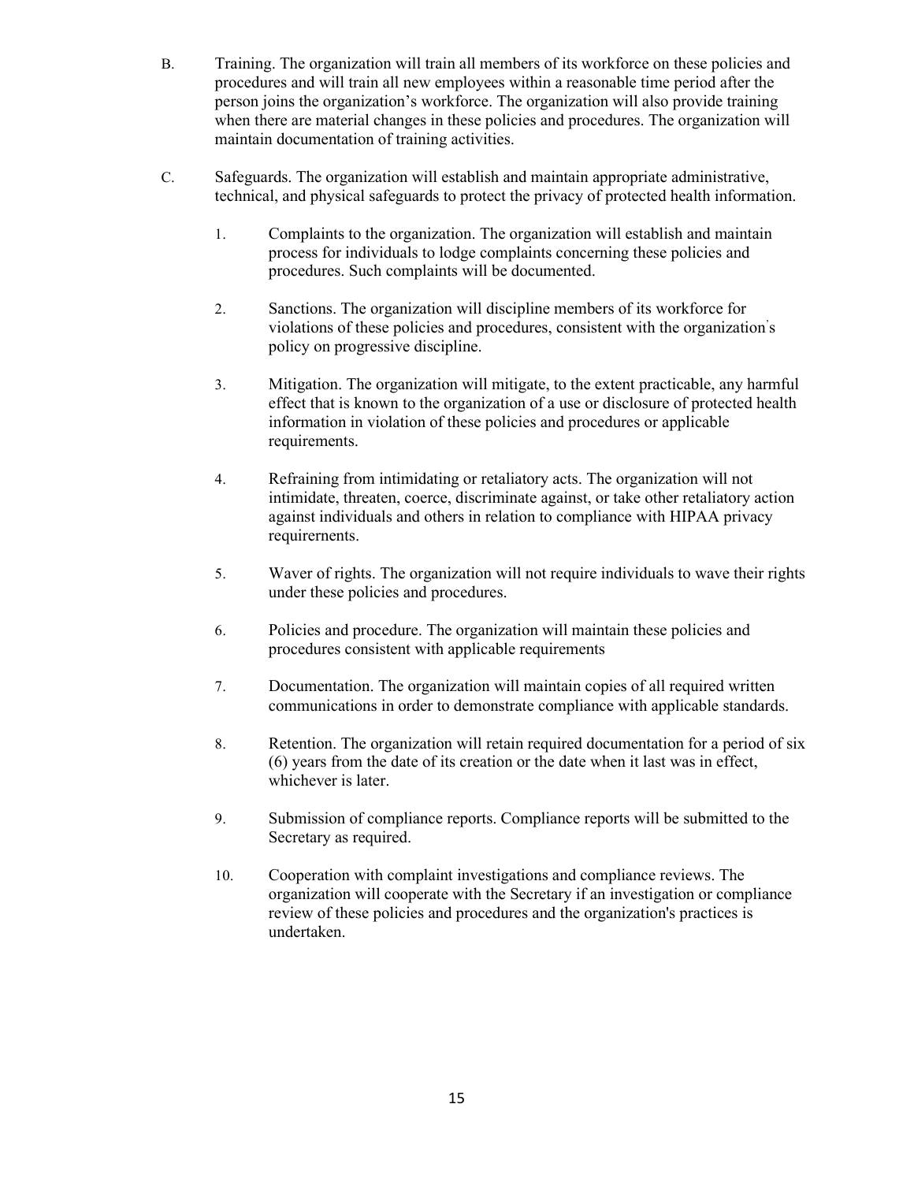B. Training. The organization will train all members of its workforce on these policies and procedures and will train all new employees within a reasonable time period after the person joins the organization's workforce. The organization will also provide training when there are material changes in these policies and procedures. The organization will maintain documentation of training activities.

C. Safeguards. The organization will establish and maintain appropriate administrative, technical, and physical safeguards to protect the privacy of protected health information.

1. Complaints to the organization. The organization will establish and maintain process for individuals to lodge complaints concerning these policies and procedures. Such complaints will be documented.

2. Sanctions. The organization will discipline members of its workforce for violations of these policies and procedures, consistent with the organization's policy on progressive discipline.

3. Mitigation. The organization will mitigate, to the extent practicable, any harmful effect that is known to the organization of a use or disclosure of protected health information in violation of these policies and procedures or applicable requirements.

4. Refraining from intimidating or retaliatory acts. The organization will not intimidate, threaten, coerce, discriminate against, or take other retaliatory action against individuals and others in relation to compliance with HIPAA privacy requirernents.

5. Waver of rights. The organization will not require individuals to wave their rights under these policies and procedures.

6. Policies and procedure. The organization will maintain these policies and procedures consistent with applicable requirements

7. Documentation. The organization will maintain copies of all required written communications in order to demonstrate compliance with applicable standards.

8. Retention. The organization will retain required documentation for a period of six (6) years from the date of its creation or the date when it last was in effect, whichever is later.

9. Submission of compliance reports. Compliance reports will be submitted to the Secretary as required.

10. Cooperation with complaint investigations and compliance reviews. The organization will cooperate with the Secretary if an investigation or compliance review of these policies and procedures and the organization's practices is undertaken.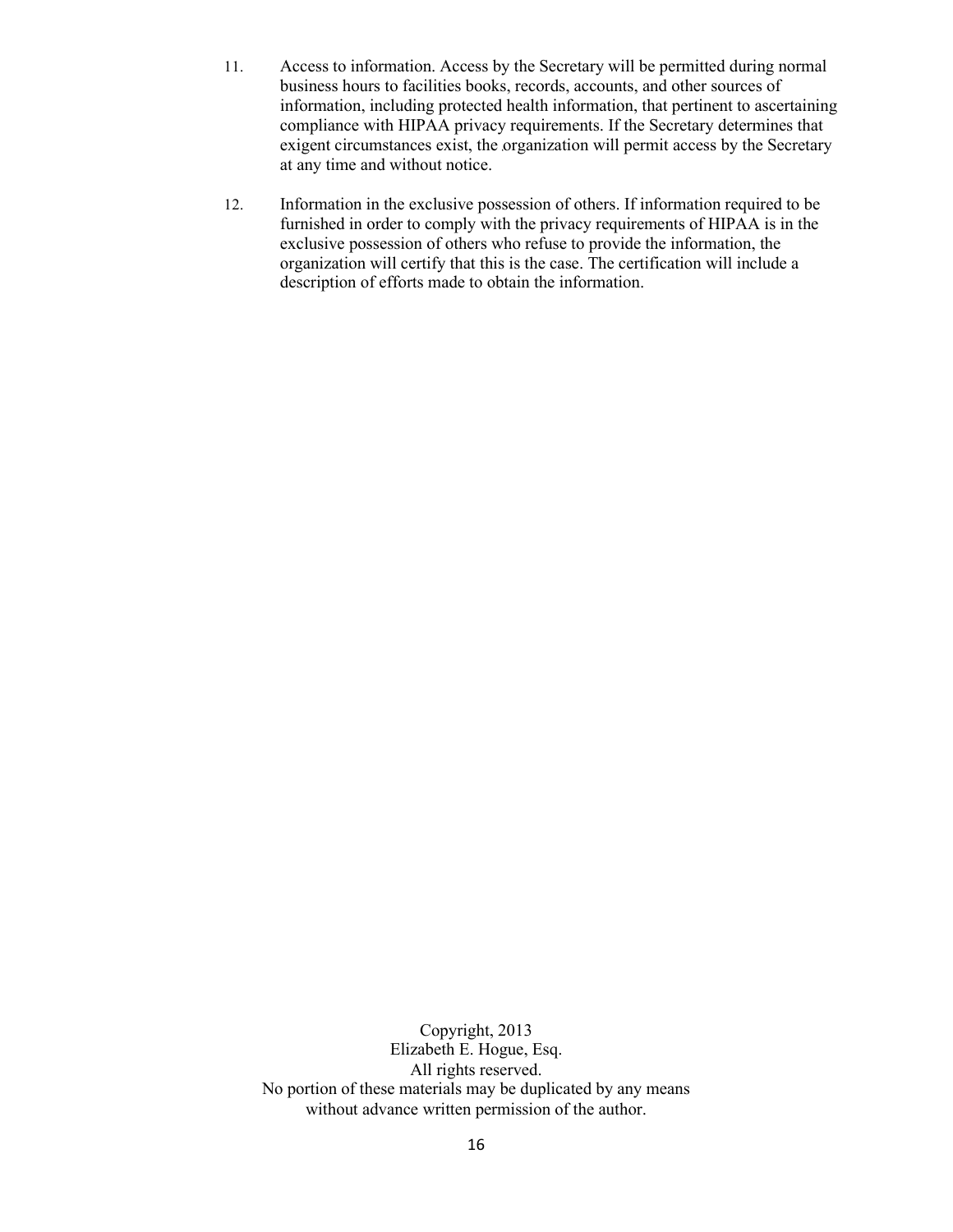11. Access to information. Access by the Secretary will be permitted during normal business hours to facilities books, records, accounts, and other sources of information, including protected health information, that pertinent to ascertaining compliance with HIPAA privacy requirements. If the Secretary determines that exigent circumstances exist, the organization will permit access by the Secretary at any time and without notice.

12. Information in the exclusive possession of others. If information required to be furnished in order to comply with the privacy requirements of HIPAA is in the exclusive possession of others who refuse to provide the information, the organization will certify that this is the case. The certification will include a description of efforts made to obtain the information.

Copyright, 2013
Elizabeth E. Hogue, Esq.
All rights reserved.
No portion of these materials may be duplicated by any means without advance written permission of the author.